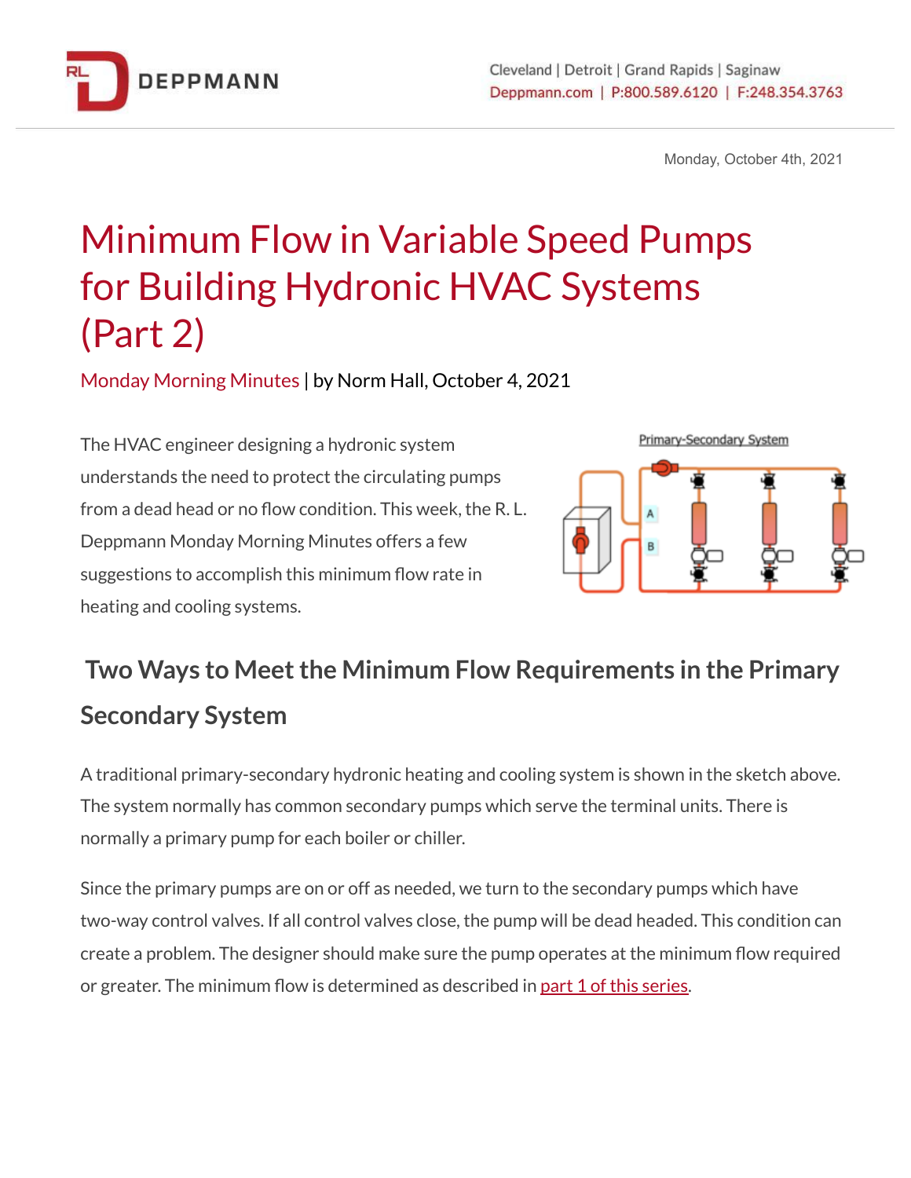Monday, October 4th, 2021

# Minimum Flow in Variable Speed Pumps for Building Hydronic HVAC Systems (Part 2)

Monday Morning Minutes | by Norm Hall, October 4, 2021

The HVAC engineer designing a hydronic system understands the need to protect the circulating pumps from a dead head or no flow condition. This week, the R. L. Deppmann Monday Morning Minutes offers a few suggestions to accomplish this minimum flow rate in heating and cooling systems.

## Two Ways to Meet the Minimum Flow Requirements in the Primary Secondary System

A traditional primary-secondary hydronic heating and cooling system is shown in the sketch above. The system normally has common secondary pumps which serve the terminal units. There is normally a primary pump for each boiler or chiller.

Since the primary pumps are on or off as needed, we turn to the secondary pumps which have two-way control valves. If all control valves close, the pump will be dead headed. This condition can create a problem. The designer should make sure the pump operates at the minimum flow required or greater. The minimum flow is determined as described in part 1 of this series.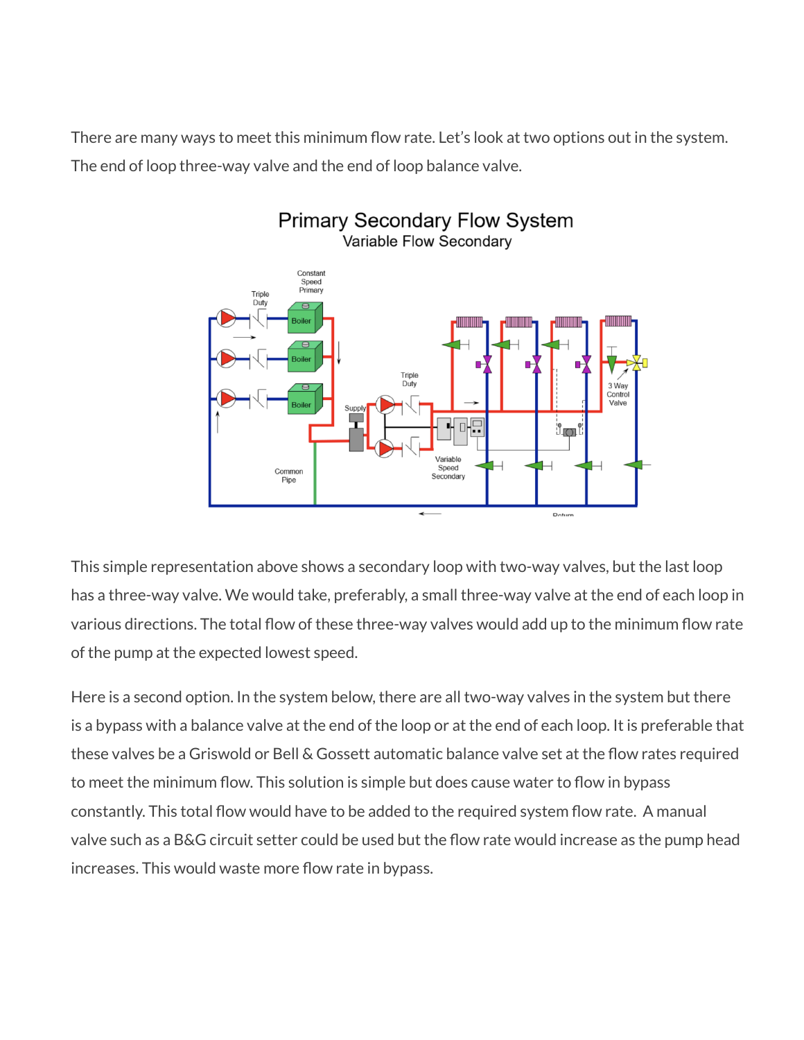There are many ways to meet this minimum flow rate. Let's look at two options out in the system. The end of loop three-way valve and the end of loop balance valve.

This simple representation above shows a secondary loop with two-way valves, but the last loop has a three-way valve. We would take, preferably, a small three-way valve at the end of each loop in various directions. The total flow of these three-way valves would add up to the minimum flow rate of the pump at the expected lowest speed.

Here is a second option. In the system below, there are all two-way valves in the system but there is a bypass with a balance valve at the end of the loop or at the end of each loop. It is preferable that these valves be a Griswold or Bell & Gossett automatic balance valve set at the flow rates required to meet the minimum flow. This solution is simple but does cause water to flow in bypass constantly. This total flow would have to be added to the required system flow rate. A manual valve such as a B&G circuit setter could be used but the flow rate would increase as the pump head increases. This would waste more flow rate in bypass.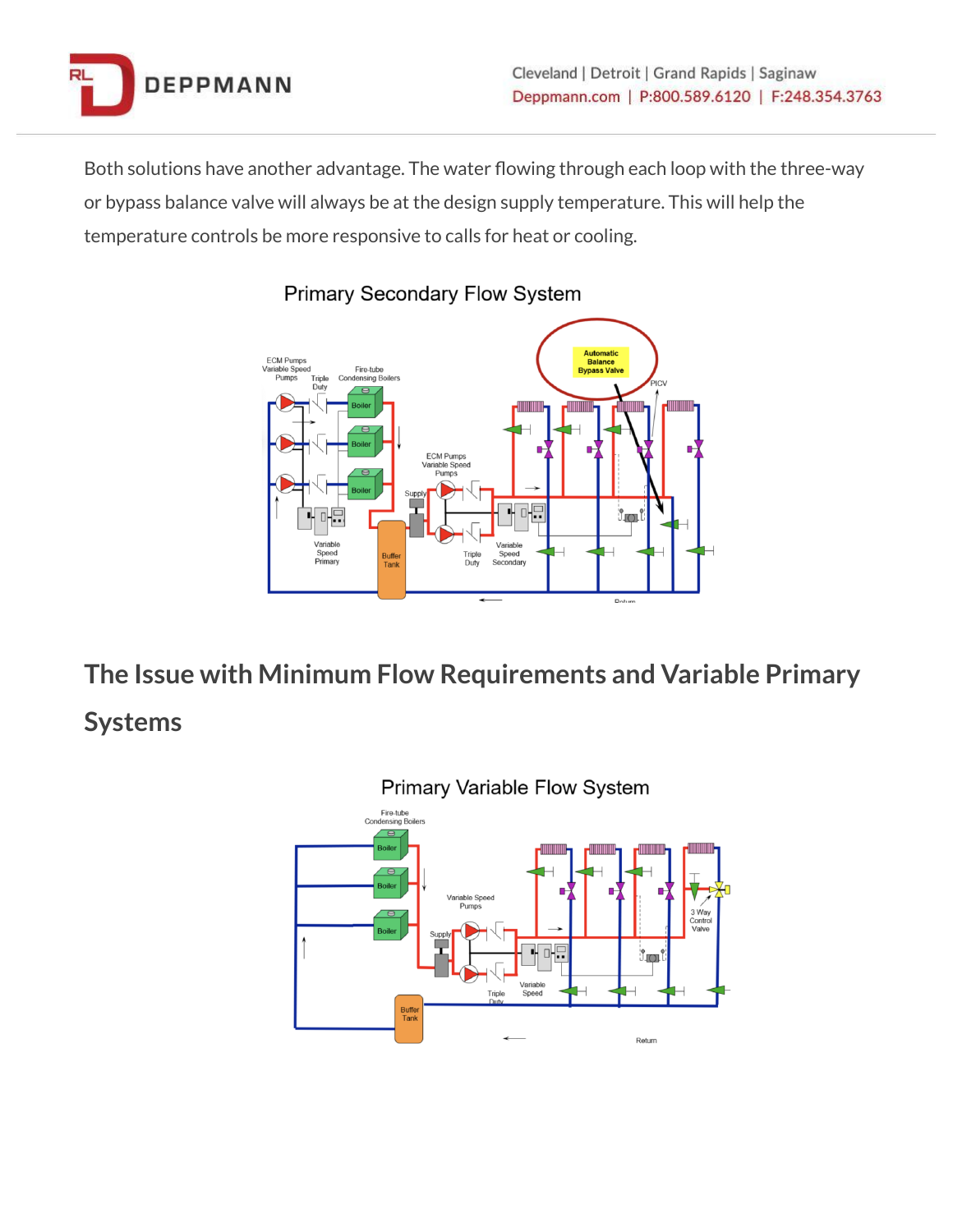Both solutions have another advantage. The water flowing through each loop with the three-way or bypass balance valve will always be at the design supply temperature. This will help the temperature controls be more responsive to calls for heat or cooling.

Primary Secondary Flow System

## The Issue with Minimum Flow Requirements and Variable Primary Systems

Primary Variable Flow System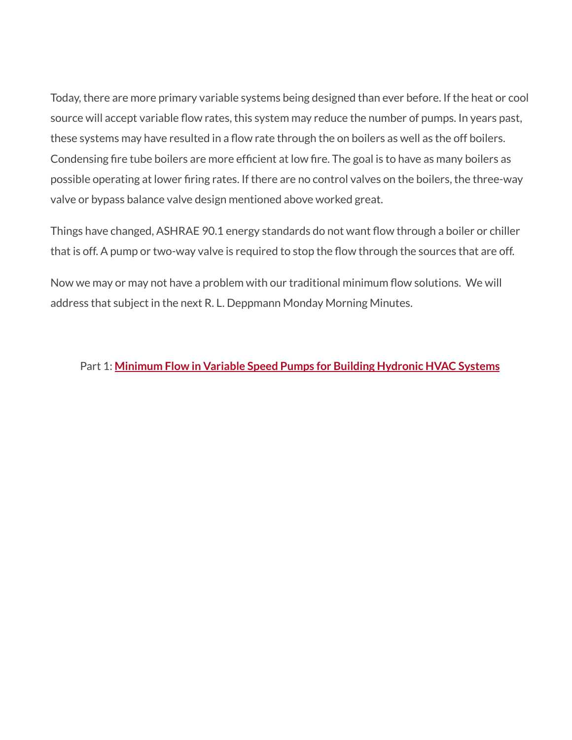Today, there are more primary variable systems being designed than ever before. If the heat or cool source will accept variable flow rates, this system may reduce the number of pumps. In years past, these systems may have resulted in a flow rate through the on boilers as well as the off boilers. Condensing fire tube boilers are more efficient at low fire. The goal is to have as many boilers as possible operating at lower firing rates. If there are no control valves on the boilers, the three-way valve or bypass balance valve design mentioned above worked great.

Things have changed, ASHRAE 90.1 energy standards do not want flow through a boiler or chiller that is off. A pump or two-way valve is required to stop the flow through the sources that are off.

Now we may or may not have a problem with our traditional minimum flow solutions. We will address that subject in the next R. L. Deppmann Monday Morning Minutes.

Part 1: **Minimum Flow in Variable Speed Pumps for Building Hydronic HVAC Systems**